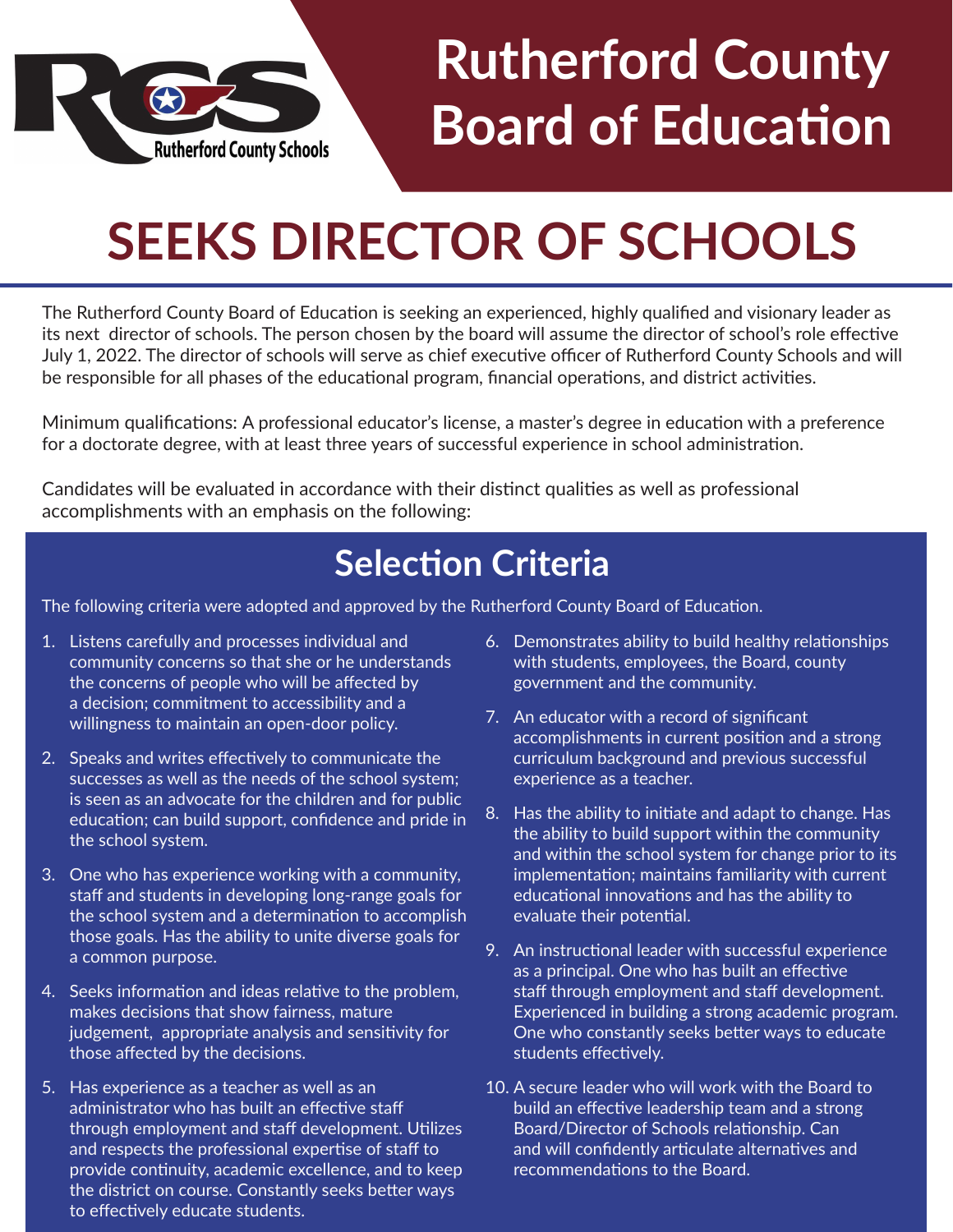Rutherford County Schools

# Rutherford County Board of Education

# SEEKS DIRECTOR OF SCHOOLS

The Rutherford County Board of Education is seeking an experienced, highly qualified and visionary leader as its next director of schools. The person chosen by the board will assume the director of school's role effective July 1, 2022. The director of schools will serve as chief executive officer of Rutherford County Schools and will be responsible for all phases of the educational program, financial operations, and district activities.

Minimum qualifications: A professional educator's license, a master's degree in education with a preference for a doctorate degree, with at least three years of successful experience in school administration.

Candidates will be evaluated in accordance with their distinct qualities as well as professional accomplishments with an emphasis on the following:

## Selection Criteria

The following criteria were adopted and approved by the Rutherford County Board of Education.

1. Listens carefully and processes individual and community concerns so that she or he understands the concerns of people who will be affected by a decision; commitment to accessibility and a willingness to maintain an open-door policy.
2. Speaks and writes effectively to communicate the successes as well as the needs of the school system; is seen as an advocate for the children and for public education; can build support, confidence and pride in the school system.
3. One who has experience working with a community, staff and students in developing long-range goals for the school system and a determination to accomplish those goals. Has the ability to unite diverse goals for a common purpose.
4. Seeks information and ideas relative to the problem, makes decisions that show fairness, mature judgement, appropriate analysis and sensitivity for those affected by the decisions.
5. Has experience as a teacher as well as an administrator who has built an effective staff through employment and staff development. Utilizes and respects the professional expertise of staff to provide continuity, academic excellence, and to keep the district on course. Constantly seeks better ways to effectively educate students.
6. Demonstrates ability to build healthy relationships with students, employees, the Board, county government and the community.
7. An educator with a record of significant accomplishments in current position and a strong curriculum background and previous successful experience as a teacher.
8. Has the ability to initiate and adapt to change. Has the ability to build support within the community and within the school system for change prior to its implementation; maintains familiarity with current educational innovations and has the ability to evaluate their potential.
9. An instructional leader with successful experience as a principal. One who has built an effective staff through employment and staff development. Experienced in building a strong academic program. One who constantly seeks better ways to educate students effectively.
10. A secure leader who will work with the Board to build an effective leadership team and a strong Board/Director of Schools relationship. Can and will confidently articulate alternatives and recommendations to the Board.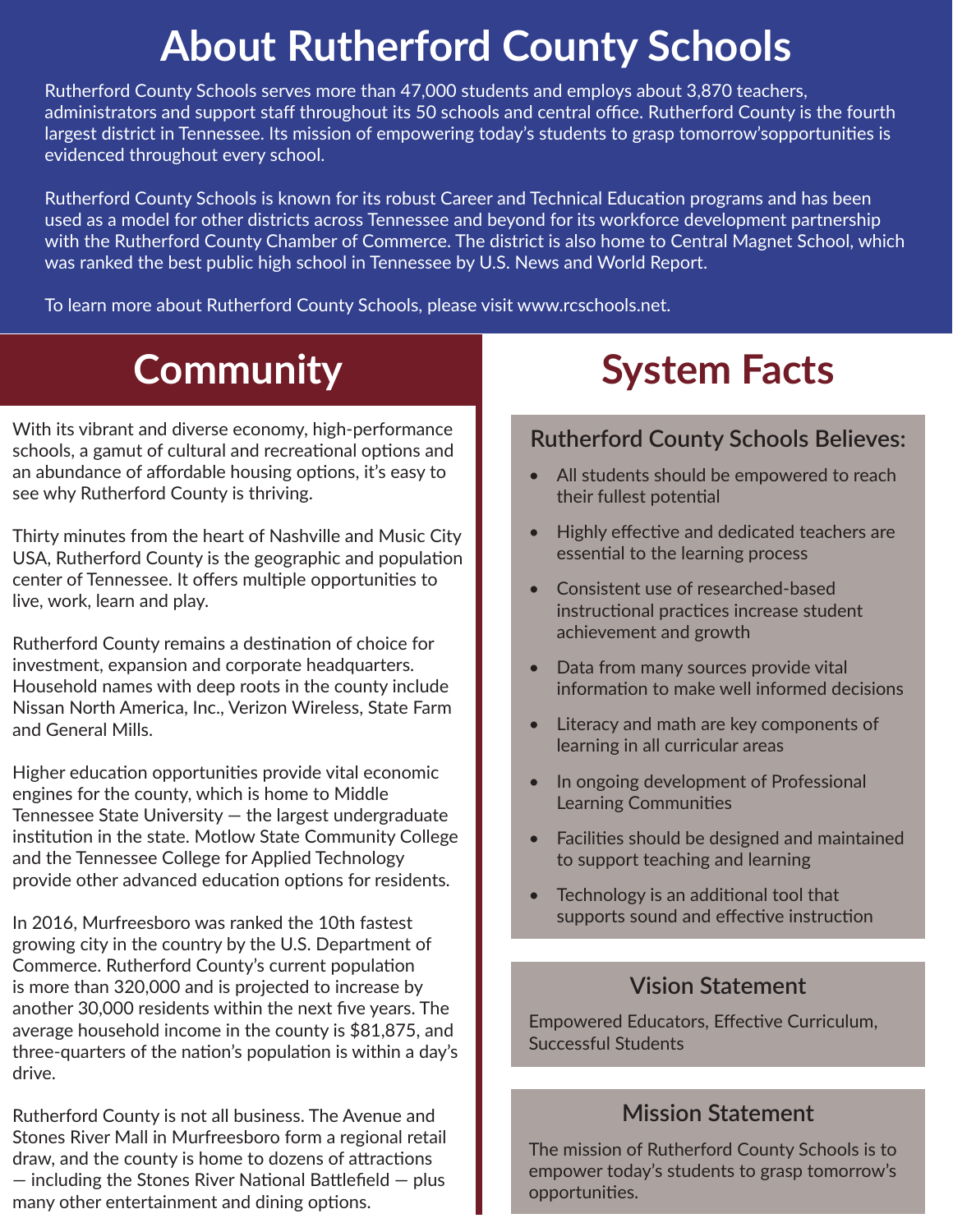# About Rutherford County Schools

Rutherford County Schools serves more than 47,000 students and employs about 3,870 teachers, administrators and support staff throughout its 50 schools and central office. Rutherford County is the fourth largest district in Tennessee. Its mission of empowering today's students to grasp tomorrow'sopportunities is evidenced throughout every school.

Rutherford County Schools is known for its robust Career and Technical Education programs and has been used as a model for other districts across Tennessee and beyond for its workforce development partnership with the Rutherford County Chamber of Commerce. The district is also home to Central Magnet School, which was ranked the best public high school in Tennessee by U.S. News and World Report.

To learn more about Rutherford County Schools, please visit www.rcschools.net.

## Community

With its vibrant and diverse economy, high-performance schools, a gamut of cultural and recreational options and an abundance of affordable housing options, it's easy to see why Rutherford County is thriving.

Thirty minutes from the heart of Nashville and Music City USA, Rutherford County is the geographic and population center of Tennessee. It offers multiple opportunities to live, work, learn and play.

Rutherford County remains a destination of choice for investment, expansion and corporate headquarters. Household names with deep roots in the county include Nissan North America, Inc., Verizon Wireless, State Farm and General Mills.

Higher education opportunities provide vital economic engines for the county, which is home to Middle Tennessee State University — the largest undergraduate institution in the state. Motlow State Community College and the Tennessee College for Applied Technology provide other advanced education options for residents.

In 2016, Murfreesboro was ranked the 10th fastest growing city in the country by the U.S. Department of Commerce. Rutherford County's current population is more than 320,000 and is projected to increase by another 30,000 residents within the next five years. The average household income in the county is $81,875, and three-quarters of the nation's population is within a day's drive.

Rutherford County is not all business. The Avenue and Stones River Mall in Murfreesboro form a regional retail draw, and the county is home to dozens of attractions — including the Stones River National Battlefield — plus many other entertainment and dining options.

## System Facts

### Rutherford County Schools Believes:

- All students should be empowered to reach their fullest potential
- Highly effective and dedicated teachers are essential to the learning process
- Consistent use of researched-based instructional practices increase student achievement and growth
- Data from many sources provide vital information to make well informed decisions
- Literacy and math are key components of learning in all curricular areas
- In ongoing development of Professional Learning Communities
- Facilities should be designed and maintained to support teaching and learning
- Technology is an additional tool that supports sound and effective instruction

### Vision Statement

Empowered Educators, Effective Curriculum, Successful Students

### Mission Statement

The mission of Rutherford County Schools is to empower today's students to grasp tomorrow's opportunities.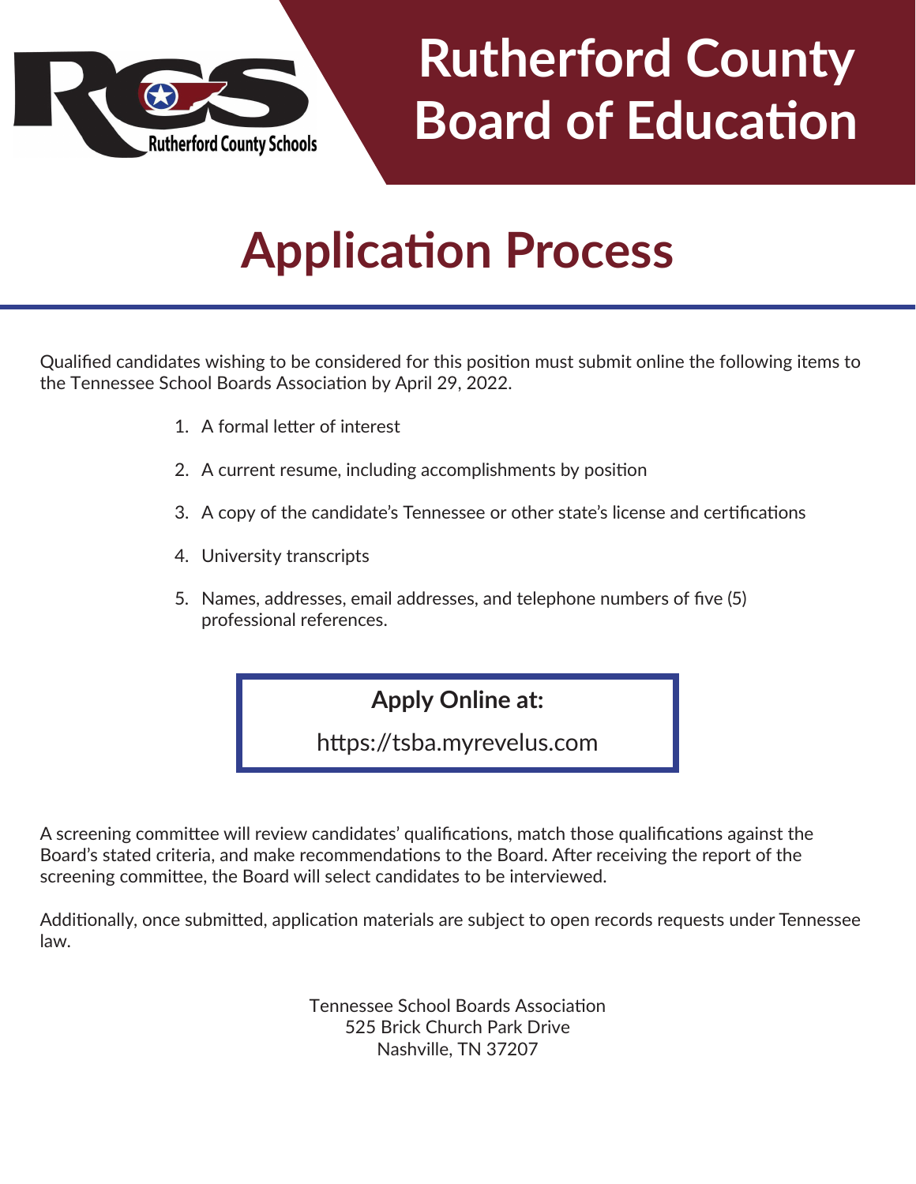Rutherford County Schools

# Rutherford County Board of Education

## Application Process

Qualified candidates wishing to be considered for this position must submit online the following items to the Tennessee School Boards Association by April 29, 2022.

1. A formal letter of interest
2. A current resume, including accomplishments by position
3. A copy of the candidate's Tennessee or other state's license and certifications
4. University transcripts
5. Names, addresses, email addresses, and telephone numbers of five (5) professional references.

**Apply Online at:**

https://tsba.myrevelus.com

A screening committee will review candidates' qualifications, match those qualifications against the Board's stated criteria, and make recommendations to the Board. After receiving the report of the screening committee, the Board will select candidates to be interviewed.

Additionally, once submitted, application materials are subject to open records requests under Tennessee law.

Tennessee School Boards Association
525 Brick Church Park Drive
Nashville, TN 37207